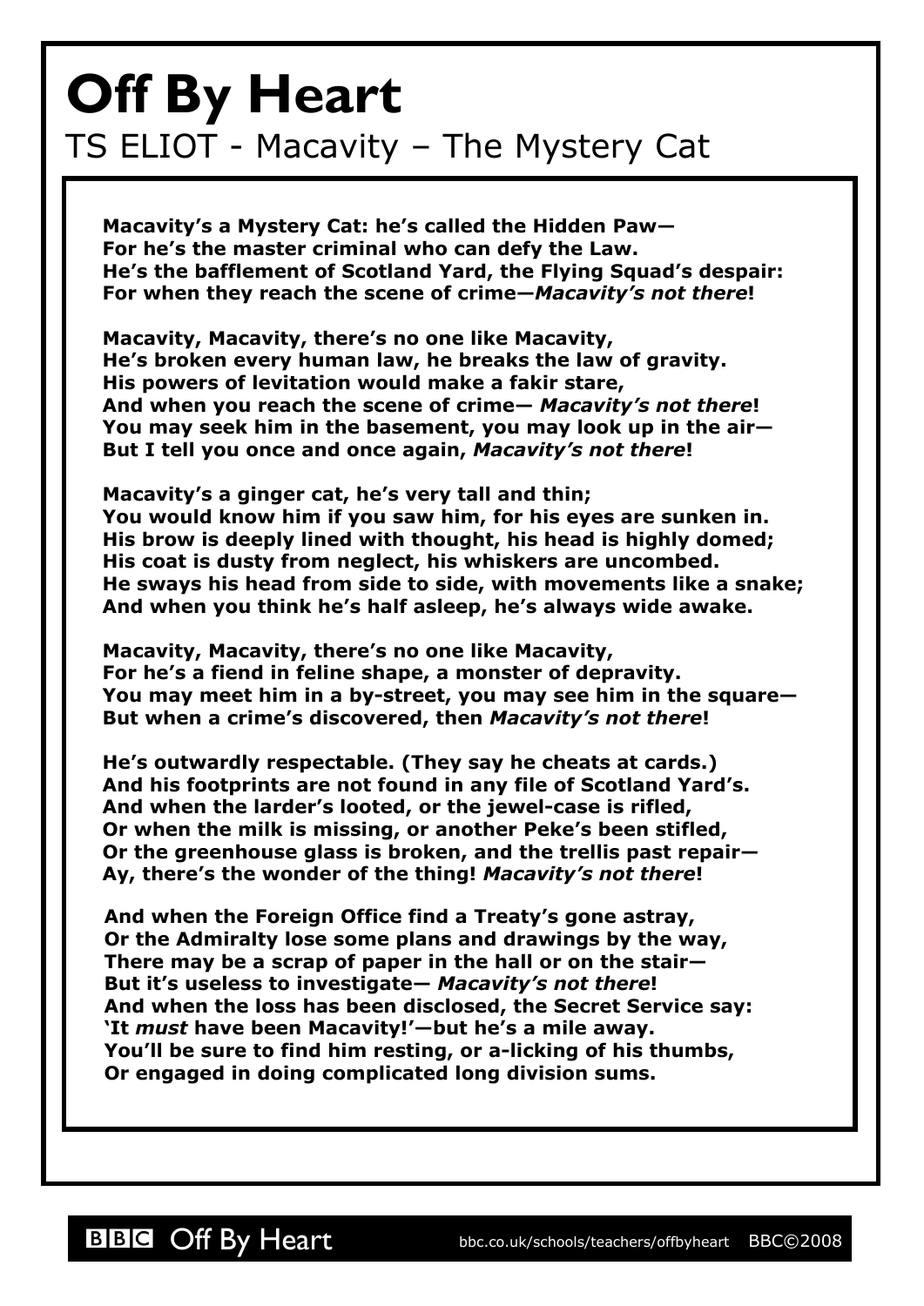# Off By Heart

## TS ELIOT - Macavity – The Mystery Cat

**Macavity's a Mystery Cat: he's called the Hidden Paw—**
**For he's the master criminal who can defy the Law.**
**He's the bafflement of Scotland Yard, the Flying Squad's despair:**
**For when they reach the scene of crime—*Macavity's not there*!**

**Macavity, Macavity, there's no one like Macavity,**
**He's broken every human law, he breaks the law of gravity.**
**His powers of levitation would make a fakir stare,**
**And when you reach the scene of crime— *Macavity's not there*!**
**You may seek him in the basement, you may look up in the air—**
**But I tell you once and once again, *Macavity's not there*!**

**Macavity's a ginger cat, he's very tall and thin;**
**You would know him if you saw him, for his eyes are sunken in.**
**His brow is deeply lined with thought, his head is highly domed;**
**His coat is dusty from neglect, his whiskers are uncombed.**
**He sways his head from side to side, with movements like a snake;**
**And when you think he's half asleep, he's always wide awake.**

**Macavity, Macavity, there's no one like Macavity,**
**For he's a fiend in feline shape, a monster of depravity.**
**You may meet him in a by-street, you may see him in the square—**
**But when a crime's discovered, then *Macavity's not there*!**

**He's outwardly respectable. (They say he cheats at cards.)**
**And his footprints are not found in any file of Scotland Yard's.**
**And when the larder's looted, or the jewel-case is rifled,**
**Or when the milk is missing, or another Peke's been stifled,**
**Or the greenhouse glass is broken, and the trellis past repair—**
**Ay, there's the wonder of the thing! *Macavity's not there*!**

**And when the Foreign Office find a Treaty's gone astray,**
**Or the Admiralty lose some plans and drawings by the way,**
**There may be a scrap of paper in the hall or on the stair—**
**But it's useless to investigate— *Macavity's not there*!**
**And when the loss has been disclosed, the Secret Service say:**
**'It *must* have been Macavity!'—but he's a mile away.**
**You'll be sure to find him resting, or a-licking of his thumbs,**
**Or engaged in doing complicated long division sums.**

BBC Off By Heart bbc.co.uk/schools/teachers/offbyheart BBC©2008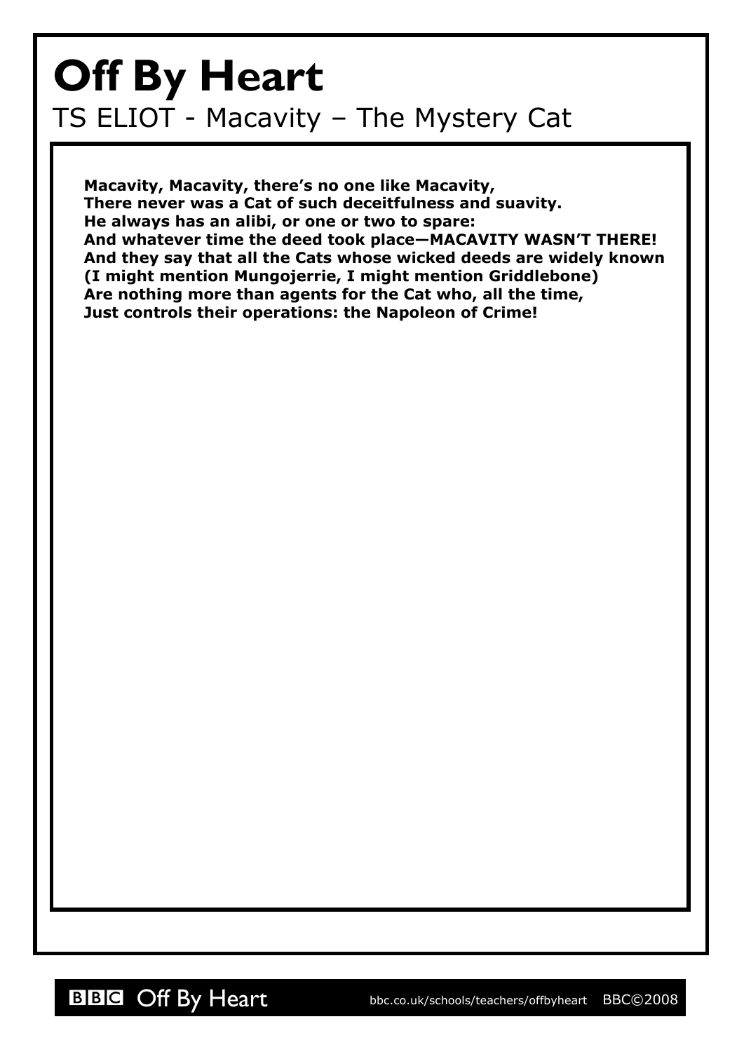# Off By Heart

TS ELIOT - Macavity – The Mystery Cat

**Macavity, Macavity, there's no one like Macavity,**
**There never was a Cat of such deceitfulness and suavity.**
**He always has an alibi, or one or two to spare:**
**And whatever time the deed took place—MACAVITY WASN'T THERE!**
**And they say that all the Cats whose wicked deeds are widely known**
**(I might mention Mungojerrie, I might mention Griddlebone)**
**Are nothing more than agents for the Cat who, all the time,**
**Just controls their operations: the Napoleon of Crime!**